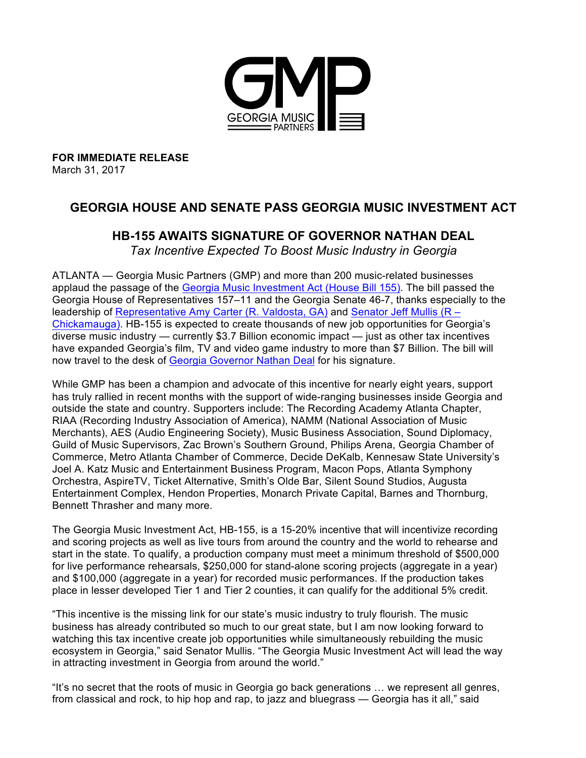**FOR IMMEDIATE RELEASE**
March 31, 2017

## GEORGIA HOUSE AND SENATE PASS GEORGIA MUSIC INVESTMENT ACT

### HB-155 AWAITS SIGNATURE OF GOVERNOR NATHAN DEAL

*Tax Incentive Expected To Boost Music Industry in Georgia*

ATLANTA — Georgia Music Partners (GMP) and more than 200 music-related businesses applaud the passage of the Georgia Music Investment Act (House Bill 155). The bill passed the Georgia House of Representatives 157–11 and the Georgia Senate 46-7, thanks especially to the leadership of Representative Amy Carter (R. Valdosta, GA) and Senator Jeff Mullis (R – Chickamauga). HB-155 is expected to create thousands of new job opportunities for Georgia's diverse music industry — currently $3.7 Billion economic impact — just as other tax incentives have expanded Georgia's film, TV and video game industry to more than $7 Billion. The bill will now travel to the desk of Georgia Governor Nathan Deal for his signature.

While GMP has been a champion and advocate of this incentive for nearly eight years, support has truly rallied in recent months with the support of wide-ranging businesses inside Georgia and outside the state and country. Supporters include: The Recording Academy Atlanta Chapter, RIAA (Recording Industry Association of America), NAMM (National Association of Music Merchants), AES (Audio Engineering Society), Music Business Association, Sound Diplomacy, Guild of Music Supervisors, Zac Brown's Southern Ground, Philips Arena, Georgia Chamber of Commerce, Metro Atlanta Chamber of Commerce, Decide DeKalb, Kennesaw State University's Joel A. Katz Music and Entertainment Business Program, Macon Pops, Atlanta Symphony Orchestra, AspireTV, Ticket Alternative, Smith's Olde Bar, Silent Sound Studios, Augusta Entertainment Complex, Hendon Properties, Monarch Private Capital, Barnes and Thornburg, Bennett Thrasher and many more.

The Georgia Music Investment Act, HB-155, is a 15-20% incentive that will incentivize recording and scoring projects as well as live tours from around the country and the world to rehearse and start in the state. To qualify, a production company must meet a minimum threshold of $500,000 for live performance rehearsals, $250,000 for stand-alone scoring projects (aggregate in a year) and $100,000 (aggregate in a year) for recorded music performances. If the production takes place in lesser developed Tier 1 and Tier 2 counties, it can qualify for the additional 5% credit.

"This incentive is the missing link for our state's music industry to truly flourish. The music business has already contributed so much to our great state, but I am now looking forward to watching this tax incentive create job opportunities while simultaneously rebuilding the music ecosystem in Georgia," said Senator Mullis. "The Georgia Music Investment Act will lead the way in attracting investment in Georgia from around the world."

"It's no secret that the roots of music in Georgia go back generations … we represent all genres, from classical and rock, to hip hop and rap, to jazz and bluegrass — Georgia has it all," said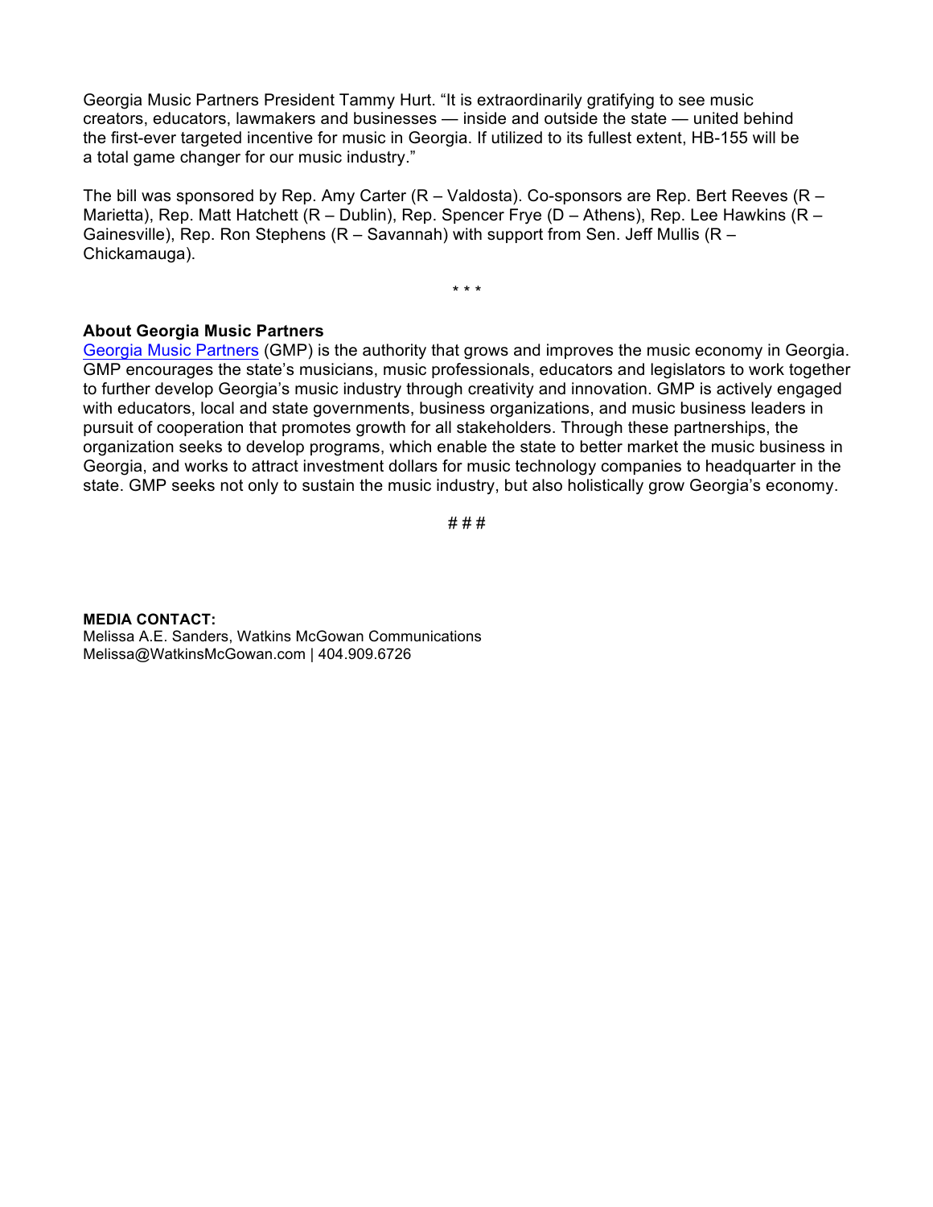Georgia Music Partners President Tammy Hurt. "It is extraordinarily gratifying to see music creators, educators, lawmakers and businesses — inside and outside the state — united behind the first-ever targeted incentive for music in Georgia. If utilized to its fullest extent, HB-155 will be a total game changer for our music industry."

The bill was sponsored by Rep. Amy Carter (R – Valdosta). Co-sponsors are Rep. Bert Reeves (R – Marietta), Rep. Matt Hatchett (R – Dublin), Rep. Spencer Frye (D – Athens), Rep. Lee Hawkins (R – Gainesville), Rep. Ron Stephens (R – Savannah) with support from Sen. Jeff Mullis (R – Chickamauga).

\* \* \*

**About Georgia Music Partners**

Georgia Music Partners (GMP) is the authority that grows and improves the music economy in Georgia. GMP encourages the state's musicians, music professionals, educators and legislators to work together to further develop Georgia's music industry through creativity and innovation. GMP is actively engaged with educators, local and state governments, business organizations, and music business leaders in pursuit of cooperation that promotes growth for all stakeholders. Through these partnerships, the organization seeks to develop programs, which enable the state to better market the music business in Georgia, and works to attract investment dollars for music technology companies to headquarter in the state. GMP seeks not only to sustain the music industry, but also holistically grow Georgia's economy.

# # #

**MEDIA CONTACT:**
Melissa A.E. Sanders, Watkins McGowan Communications
Melissa@WatkinsMcGowan.com | 404.909.6726